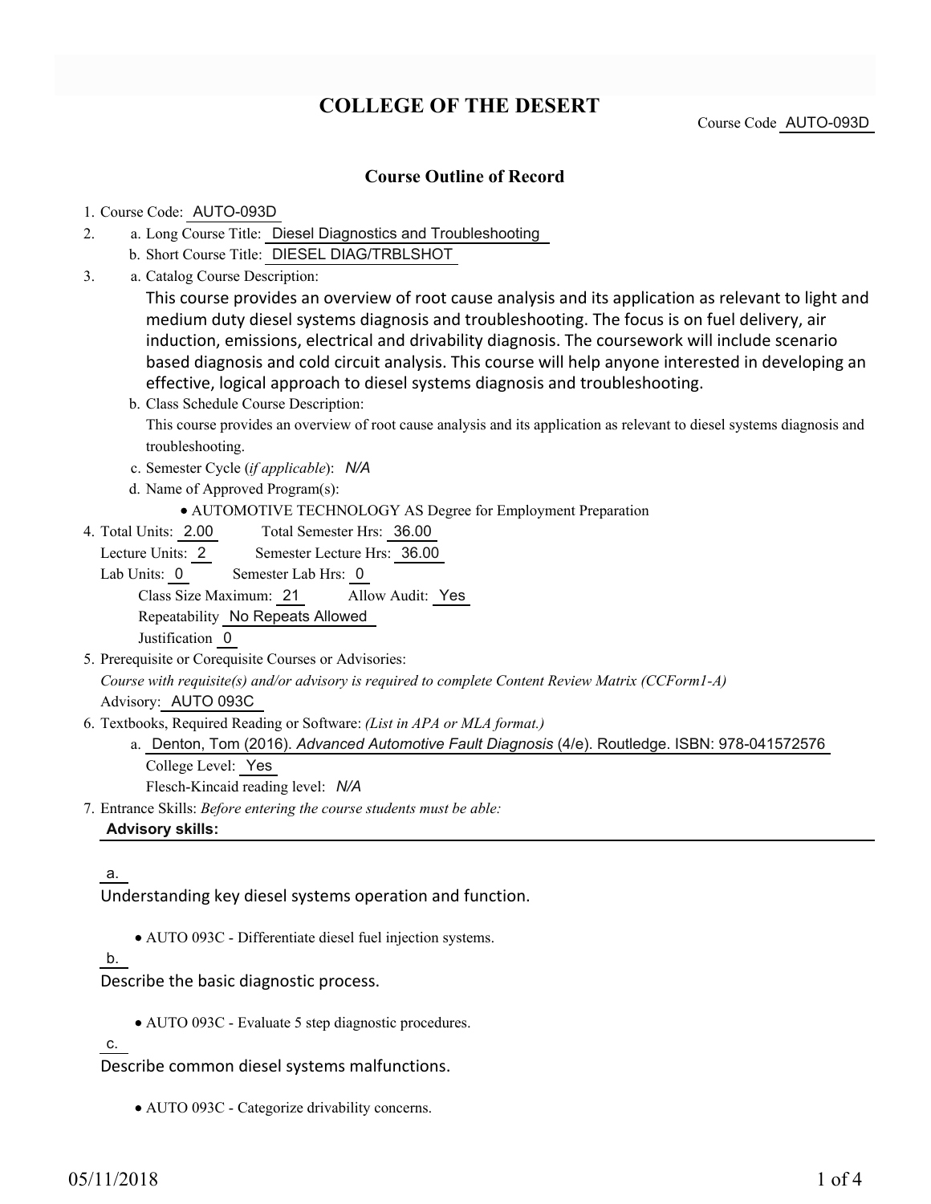# COLLEGE OF THE DESERT

Course Code AUTO-093D

## Course Outline of Record

1. Course Code: AUTO-093D
2. a. Long Course Title: Diesel Diagnostics and Troubleshooting
   b. Short Course Title: DIESEL DIAG/TRBLSHOT
3. a. Catalog Course Description:

   This course provides an overview of root cause analysis and its application as relevant to light and medium duty diesel systems diagnosis and troubleshooting. The focus is on fuel delivery, air induction, emissions, electrical and drivability diagnosis. The coursework will include scenario based diagnosis and cold circuit analysis. This course will help anyone interested in developing an effective, logical approach to diesel systems diagnosis and troubleshooting.

   b. Class Schedule Course Description:

   This course provides an overview of root cause analysis and its application as relevant to diesel systems diagnosis and troubleshooting.

   c. Semester Cycle (*if applicable*): *N/A*

   d. Name of Approved Program(s):

   - AUTOMOTIVE TECHNOLOGY AS Degree for Employment Preparation

4. Total Units: 2.00 Total Semester Hrs: 36.00
   Lecture Units: 2 Semester Lecture Hrs: 36.00
   Lab Units: 0 Semester Lab Hrs: 0
   Class Size Maximum: 21 Allow Audit: Yes
   Repeatability No Repeats Allowed
   Justification 0
5. Prerequisite or Corequisite Courses or Advisories:
   *Course with requisite(s) and/or advisory is required to complete Content Review Matrix (CCForm1-A)*
   Advisory: AUTO 093C
6. Textbooks, Required Reading or Software: *(List in APA or MLA format.)*
   a. Denton, Tom (2016). *Advanced Automotive Fault Diagnosis* (4/e). Routledge. ISBN: 978-041572576
   College Level: Yes
   Flesch-Kincaid reading level: *N/A*
7. Entrance Skills: *Before entering the course students must be able:*

**Advisory skills:**

a.

Understanding key diesel systems operation and function.

- AUTO 093C - Differentiate diesel fuel injection systems.

b.

Describe the basic diagnostic process.

- AUTO 093C - Evaluate 5 step diagnostic procedures.

c.

Describe common diesel systems malfunctions.

- AUTO 093C - Categorize drivability concerns.

05/11/2018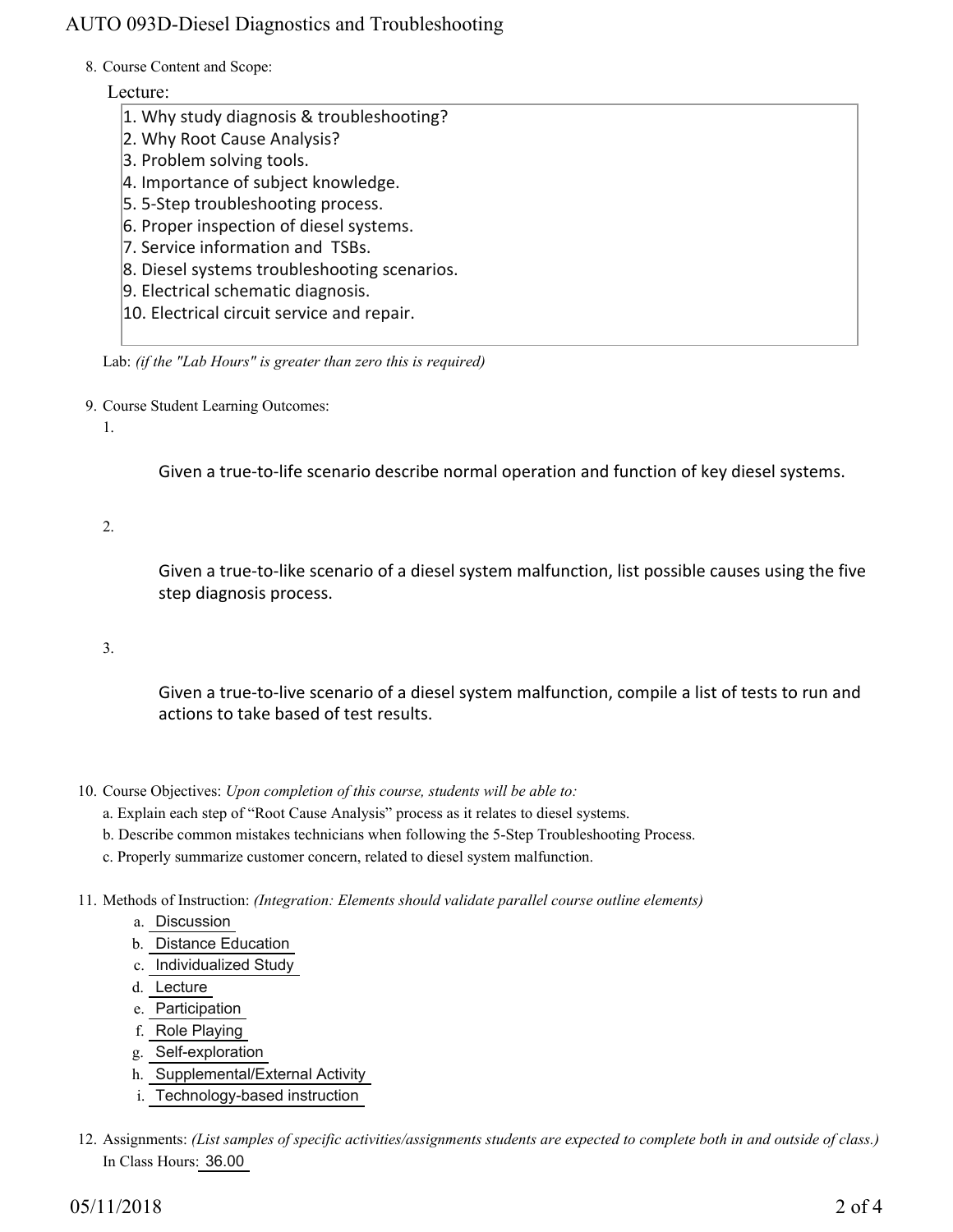8. Course Content and Scope:

Lecture:

1. Why study diagnosis & troubleshooting?
2. Why Root Cause Analysis?
3. Problem solving tools.
4. Importance of subject knowledge.
5. 5-Step troubleshooting process.
6. Proper inspection of diesel systems.
7. Service information and TSBs.
8. Diesel systems troubleshooting scenarios.
9. Electrical schematic diagnosis.
10. Electrical circuit service and repair.

Lab: *(if the "Lab Hours" is greater than zero this is required)*

9. Course Student Learning Outcomes:

   1. Given a true-to-life scenario describe normal operation and function of key diesel systems.

   2. Given a true-to-like scenario of a diesel system malfunction, list possible causes using the five step diagnosis process.

   3. Given a true-to-live scenario of a diesel system malfunction, compile a list of tests to run and actions to take based of test results.

10. Course Objectives: *Upon completion of this course, students will be able to:*

    a. Explain each step of "Root Cause Analysis" process as it relates to diesel systems.

    b. Describe common mistakes technicians when following the 5-Step Troubleshooting Process.

    c. Properly summarize customer concern, related to diesel system malfunction.

11. Methods of Instruction: *(Integration: Elements should validate parallel course outline elements)*

    a. Discussion
    b. Distance Education
    c. Individualized Study
    d. Lecture
    e. Participation
    f. Role Playing
    g. Self-exploration
    h. Supplemental/External Activity
    i. Technology-based instruction

12. Assignments: *(List samples of specific activities/assignments students are expected to complete both in and outside of class.)*

    In Class Hours: 36.00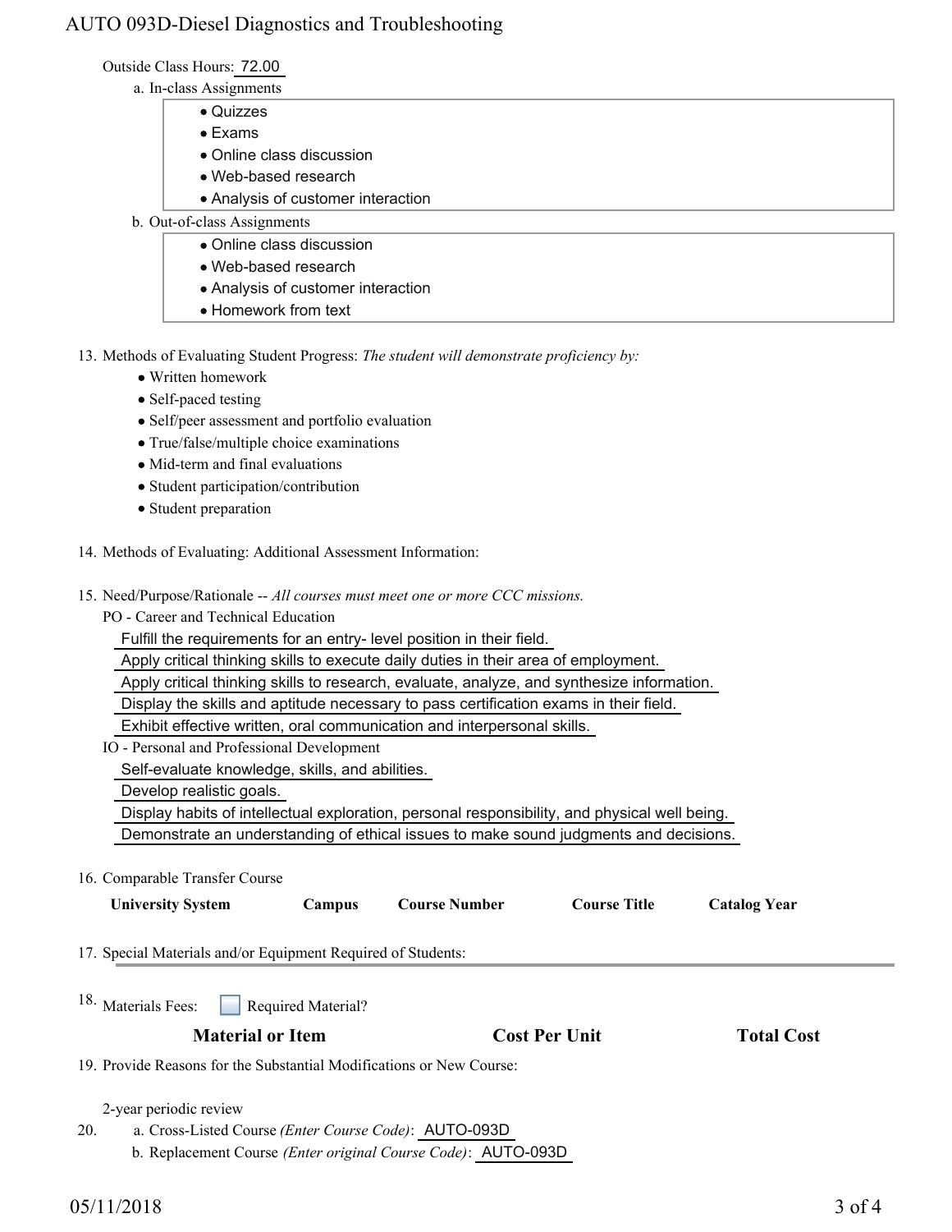Outside Class Hours: 72.00

a. In-class Assignments

- Quizzes
- Exams
- Online class discussion
- Web-based research
- Analysis of customer interaction

b. Out-of-class Assignments

- Online class discussion
- Web-based research
- Analysis of customer interaction
- Homework from text

13. Methods of Evaluating Student Progress: *The student will demonstrate proficiency by:*
    - Written homework
    - Self-paced testing
    - Self/peer assessment and portfolio evaluation
    - True/false/multiple choice examinations
    - Mid-term and final evaluations
    - Student participation/contribution
    - Student preparation

14. Methods of Evaluating: Additional Assessment Information:

15. Need/Purpose/Rationale -- *All courses must meet one or more CCC missions.*

    PO - Career and Technical Education

    Fulfill the requirements for an entry- level position in their field.

    Apply critical thinking skills to execute daily duties in their area of employment.

    Apply critical thinking skills to research, evaluate, analyze, and synthesize information.

    Display the skills and aptitude necessary to pass certification exams in their field.

    Exhibit effective written, oral communication and interpersonal skills.

    IO - Personal and Professional Development

    Self-evaluate knowledge, skills, and abilities.

    Develop realistic goals.

    Display habits of intellectual exploration, personal responsibility, and physical well being.

    Demonstrate an understanding of ethical issues to make sound judgments and decisions.

16. Comparable Transfer Course

| University System | Campus | Course Number | Course Title | Catalog Year |
|---|---|---|---|---|

17. Special Materials and/or Equipment Required of Students:

18. Materials Fees: ☐ Required Material?

| Material or Item | Cost Per Unit | Total Cost |
|---|---|---|

19. Provide Reasons for the Substantial Modifications or New Course:

    2-year periodic review

20. a. Cross-Listed Course *(Enter Course Code)*: AUTO-093D

    b. Replacement Course *(Enter original Course Code)*: AUTO-093D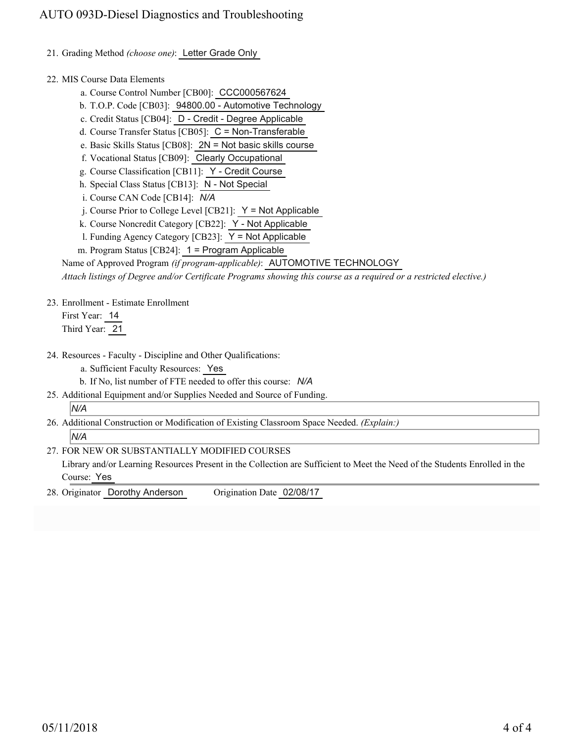21. Grading Method *(choose one)*: Letter Grade Only

22. MIS Course Data Elements
    a. Course Control Number [CB00]: CCC000567624
    b. T.O.P. Code [CB03]: 94800.00 - Automotive Technology
    c. Credit Status [CB04]: D - Credit - Degree Applicable
    d. Course Transfer Status [CB05]: C = Non-Transferable
    e. Basic Skills Status [CB08]: 2N = Not basic skills course
    f. Vocational Status [CB09]: Clearly Occupational
    g. Course Classification [CB11]: Y - Credit Course
    h. Special Class Status [CB13]: N - Not Special
    i. Course CAN Code [CB14]: *N/A*
    j. Course Prior to College Level [CB21]: Y = Not Applicable
    k. Course Noncredit Category [CB22]: Y - Not Applicable
    l. Funding Agency Category [CB23]: Y = Not Applicable
    m. Program Status [CB24]: 1 = Program Applicable

    Name of Approved Program *(if program-applicable)*: AUTOMOTIVE TECHNOLOGY

    *Attach listings of Degree and/or Certificate Programs showing this course as a required or a restricted elective.)*

23. Enrollment - Estimate Enrollment
    First Year: 14
    Third Year: 21

24. Resources - Faculty - Discipline and Other Qualifications:
    a. Sufficient Faculty Resources: Yes
    b. If No, list number of FTE needed to offer this course: *N/A*

25. Additional Equipment and/or Supplies Needed and Source of Funding.
    *N/A*

26. Additional Construction or Modification of Existing Classroom Space Needed. *(Explain:)*
    *N/A*

27. FOR NEW OR SUBSTANTIALLY MODIFIED COURSES
    Library and/or Learning Resources Present in the Collection are Sufficient to Meet the Need of the Students Enrolled in the Course: Yes

28. Originator Dorothy Anderson     Origination Date 02/08/17